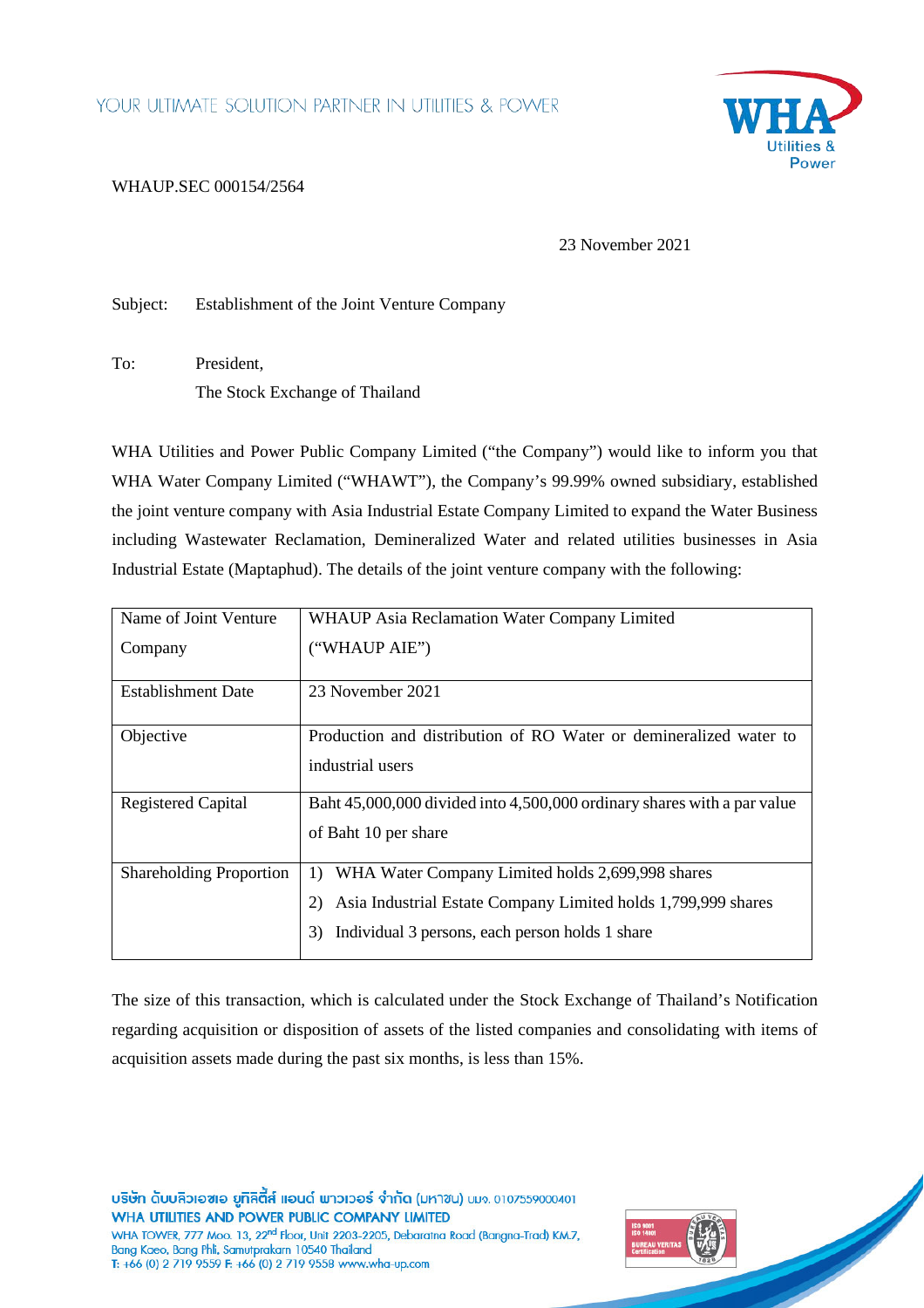WHAUP.SEC 000154/2564

23 November 2021

Subject: Establishment of the Joint Venture Company

To: President,
The Stock Exchange of Thailand

WHA Utilities and Power Public Company Limited ("the Company") would like to inform you that WHA Water Company Limited ("WHAWT"), the Company's 99.99% owned subsidiary, established the joint venture company with Asia Industrial Estate Company Limited to expand the Water Business including Wastewater Reclamation, Demineralized Water and related utilities businesses in Asia Industrial Estate (Maptaphud). The details of the joint venture company with the following:

| Name of Joint Venture Company | WHAUP Asia Reclamation Water Company Limited ("WHAUP AIE") |
|---|---|
| Establishment Date | 23 November 2021 |
| Objective | Production and distribution of RO Water or demineralized water to industrial users |
| Registered Capital | Baht 45,000,000 divided into 4,500,000 ordinary shares with a par value of Baht 10 per share |
| Shareholding Proportion | 1) WHA Water Company Limited holds 2,699,998 shares<br>2) Asia Industrial Estate Company Limited holds 1,799,999 shares<br>3) Individual 3 persons, each person holds 1 share |

The size of this transaction, which is calculated under the Stock Exchange of Thailand's Notification regarding acquisition or disposition of assets of the listed companies and consolidating with items of acquisition assets made during the past six months, is less than 15%.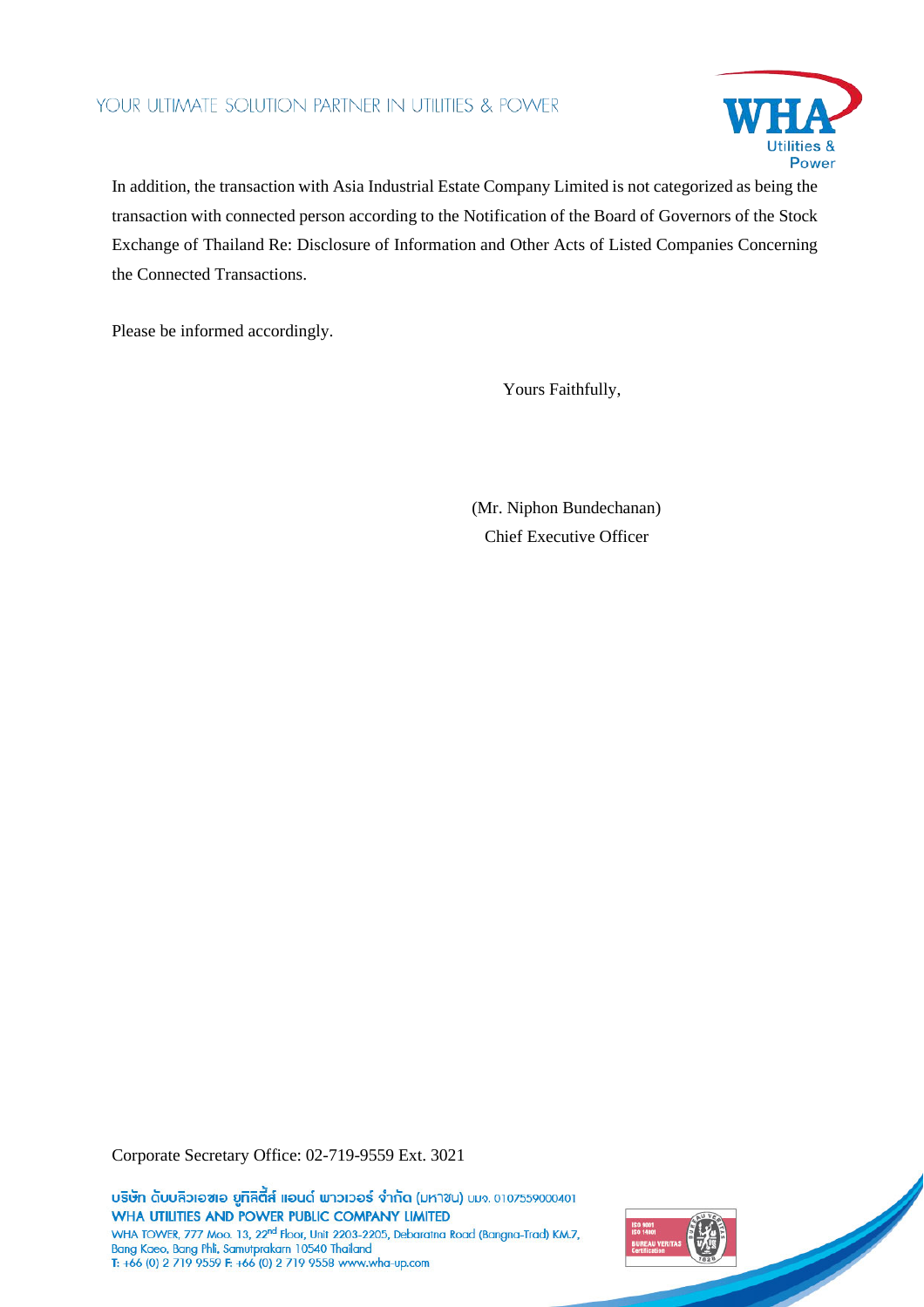In addition, the transaction with Asia Industrial Estate Company Limited is not categorized as being the transaction with connected person according to the Notification of the Board of Governors of the Stock Exchange of Thailand Re: Disclosure of Information and Other Acts of Listed Companies Concerning the Connected Transactions.

Please be informed accordingly.

Yours Faithfully,

(Mr. Niphon Bundechanan)
Chief Executive Officer

Corporate Secretary Office: 02-719-9559 Ext. 3021